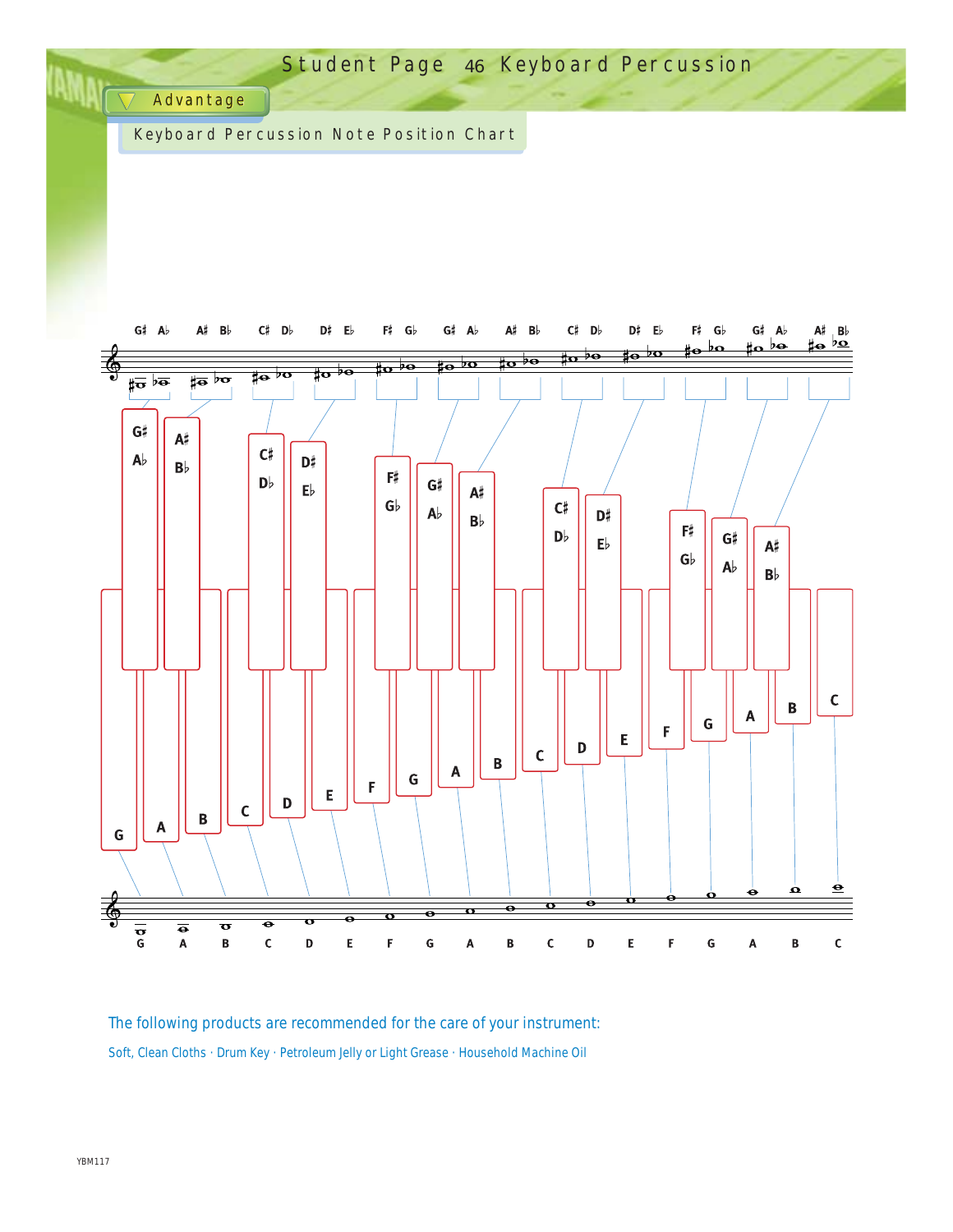# Keyboard Percussion

## Advantage

### Keyboard Percussion Note Position Chart

G♯ A♭ · A♯ B♭ · C♯ D♭ · D♯ E♭ · F♯ G♭ · G♯ A♭ · A♯ B♭ · C♯ D♭ · D♯ E♭ · F♯ G♭ · G♯ A♭ · A♯ B♭

G · A · B · C · D · E · F · G · A · B · C · D · E · F · G · A · B · C

The following products are recommended for the care of your instrument:

Soft, Clean Cloths · Drum Key · Petroleum Jelly or Light Grease · Household Machine Oil

YBM117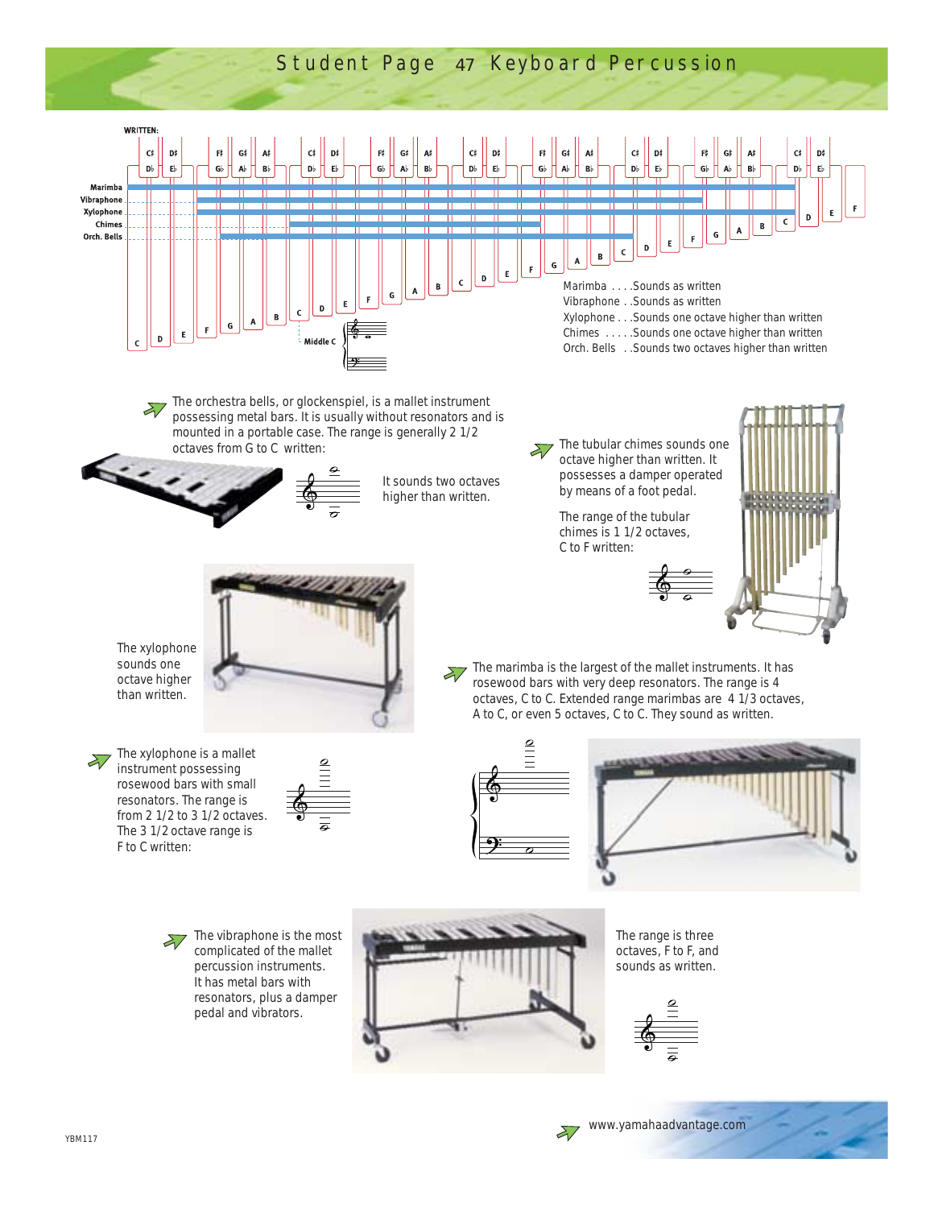# Student Page 47 Keyboard Percussion

WRITTEN:

Marimba
Vibraphone
Xylophone
Chimes
Orch. Bells

Middle C

Marimba . . . .Sounds as written
Vibraphone . .Sounds as written
Xylophone . . .Sounds one octave higher than written
Chimes . . . . .Sounds one octave higher than written
Orch. Bells . .Sounds two octaves higher than written

The orchestra bells, or glockenspiel, is a mallet instrument possessing metal bars. It is usually without resonators and is mounted in a portable case. The range is generally 2 1/2 octaves from G to C written:

It sounds two octaves higher than written.

The tubular chimes sounds one octave higher than written. It possesses a damper operated by means of a foot pedal.

The range of the tubular chimes is 1 1/2 octaves, C to F written:

The xylophone sounds one octave higher than written.

The marimba is the largest of the mallet instruments. It has rosewood bars with very deep resonators. The range is 4 octaves, C to C. Extended range marimbas are 4 1/3 octaves, A to C, or even 5 octaves, C to C. They sound as written.

The xylophone is a mallet instrument possessing rosewood bars with small resonators. The range is from 2 1/2 to 3 1/2 octaves. The 3 1/2 octave range is F to C written:

The vibraphone is the most complicated of the mallet percussion instruments. It has metal bars with resonators, plus a damper pedal and vibrators.

The range is three octaves, F to F, and sounds as written.

www.yamahaadvantage.com

YBM117